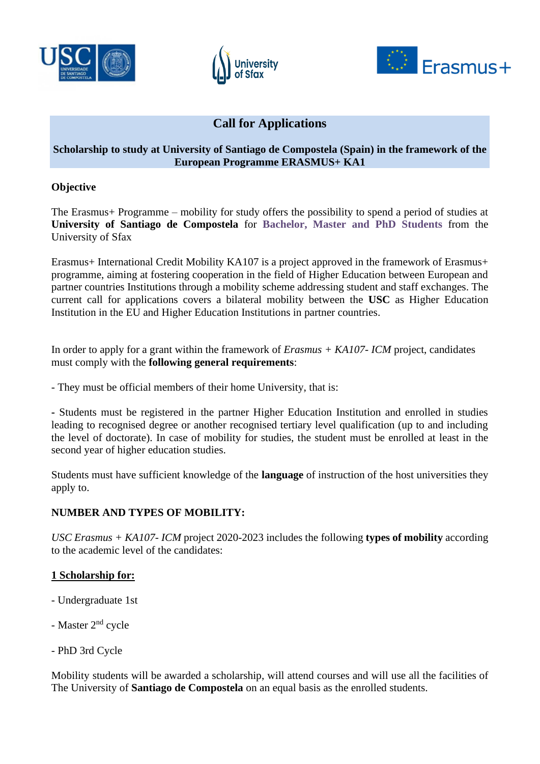# Call for Applications

**Scholarship to study at University of Santiago de Compostela (Spain) in the framework of the European Programme ERASMUS+ KA1**

**Objective**

The Erasmus+ Programme – mobility for study offers the possibility to spend a period of studies at **University of Santiago de Compostela** for **Bachelor, Master and PhD Students** from the University of Sfax

Erasmus+ International Credit Mobility KA107 is a project approved in the framework of Erasmus+ programme, aiming at fostering cooperation in the field of Higher Education between European and partner countries Institutions through a mobility scheme addressing student and staff exchanges. The current call for applications covers a bilateral mobility between the **USC** as Higher Education Institution in the EU and Higher Education Institutions in partner countries.

In order to apply for a grant within the framework of *Erasmus + KA107- ICM* project, candidates must comply with the **following general requirements**:

- They must be official members of their home University, that is:

- Students must be registered in the partner Higher Education Institution and enrolled in studies leading to recognised degree or another recognised tertiary level qualification (up to and including the level of doctorate). In case of mobility for studies, the student must be enrolled at least in the second year of higher education studies.

Students must have sufficient knowledge of the **language** of instruction of the host universities they apply to.

**NUMBER AND TYPES OF MOBILITY:**

*USC Erasmus + KA107- ICM* project 2020-2023 includes the following **types of mobility** according to the academic level of the candidates:

**1 Scholarship for:**

- Undergraduate 1st

- Master 2nd cycle

- PhD 3rd Cycle

Mobility students will be awarded a scholarship, will attend courses and will use all the facilities of The University of **Santiago de Compostela** on an equal basis as the enrolled students.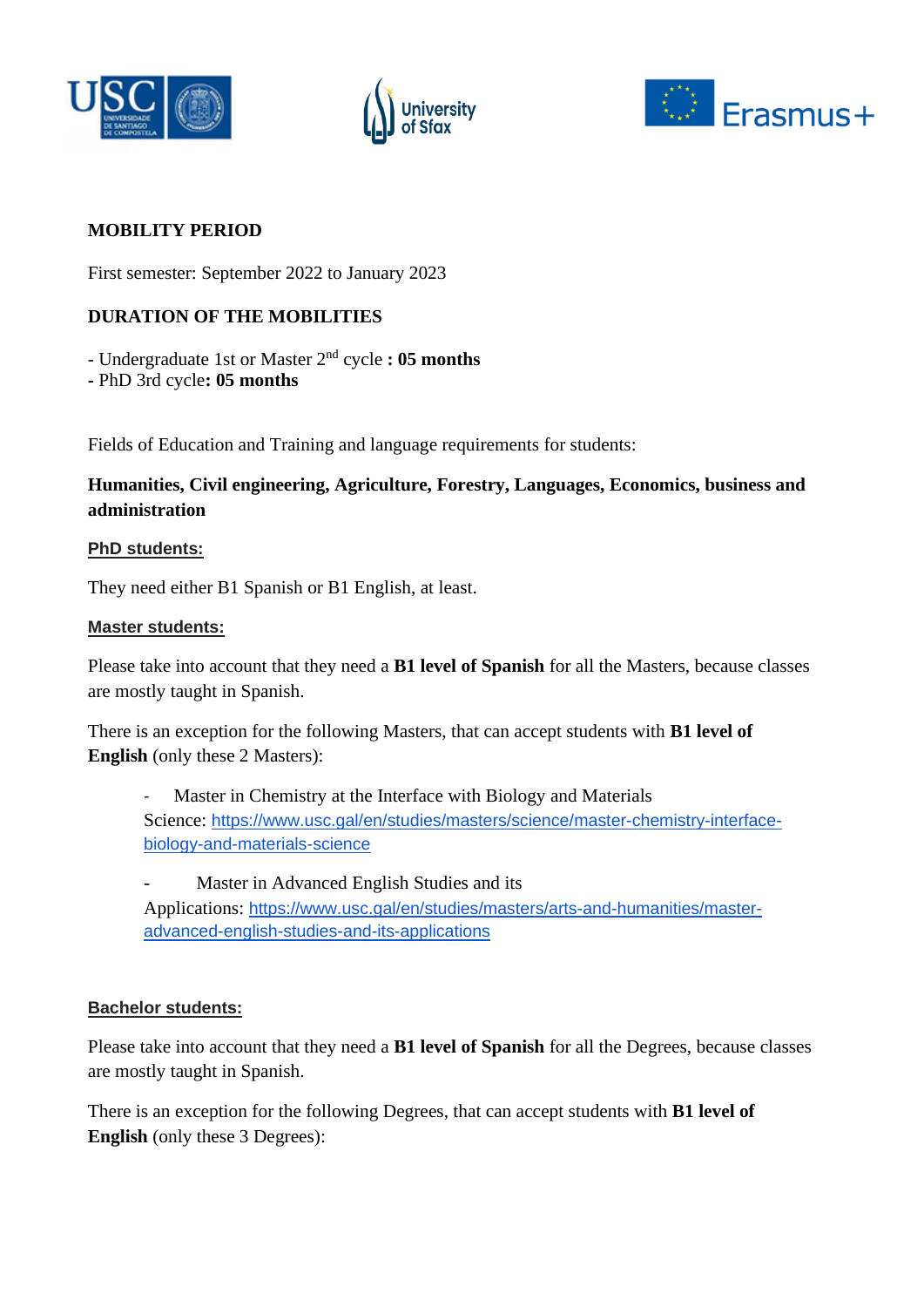**MOBILITY PERIOD**

First semester: September 2022 to January 2023

**DURATION OF THE MOBILITIES**

- Undergraduate 1st or Master 2nd cycle **: 05 months**
- PhD 3rd cycle**: 05 months**

Fields of Education and Training and language requirements for students:

**Humanities, Civil engineering, Agriculture, Forestry, Languages, Economics, business and administration**

**PhD students:**

They need either B1 Spanish or B1 English, at least.

**Master students:**

Please take into account that they need a **B1 level of Spanish** for all the Masters, because classes are mostly taught in Spanish.

There is an exception for the following Masters, that can accept students with **B1 level of English** (only these 2 Masters):

- Master in Chemistry at the Interface with Biology and Materials Science: https://www.usc.gal/en/studies/masters/science/master-chemistry-interface-biology-and-materials-science

- Master in Advanced English Studies and its Applications: https://www.usc.gal/en/studies/masters/arts-and-humanities/master-advanced-english-studies-and-its-applications

**Bachelor students:**

Please take into account that they need a **B1 level of Spanish** for all the Degrees, because classes are mostly taught in Spanish.

There is an exception for the following Degrees, that can accept students with **B1 level of English** (only these 3 Degrees):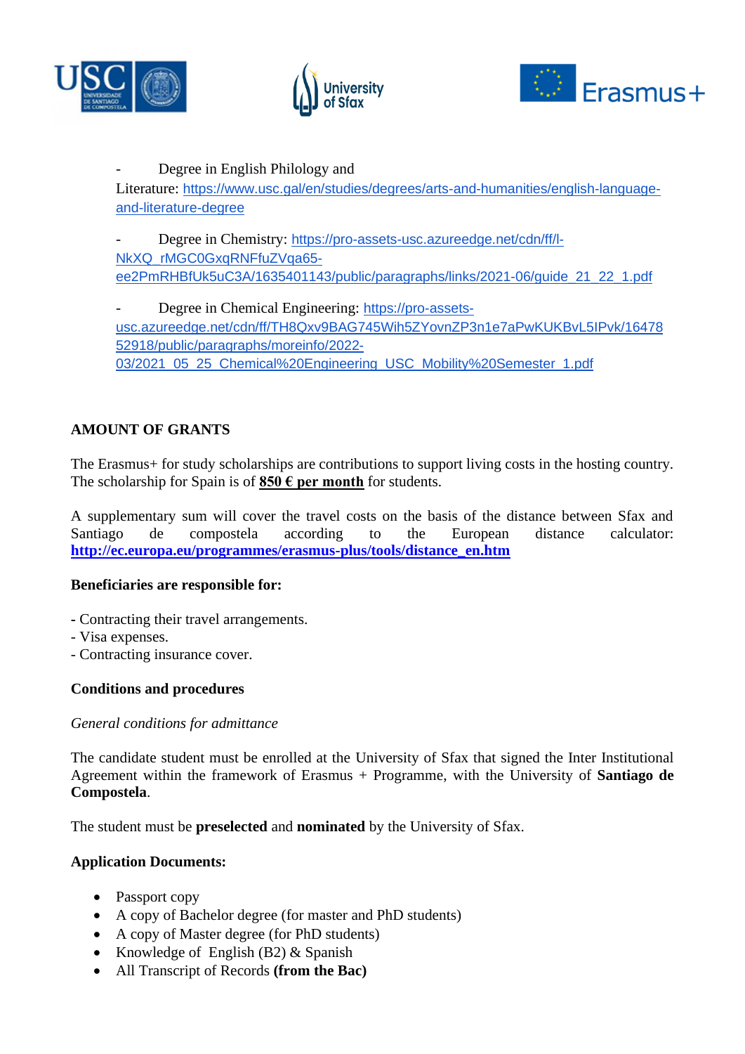- Degree in English Philology and Literature: https://www.usc.gal/en/studies/degrees/arts-and-humanities/english-language-and-literature-degree

- Degree in Chemistry: https://pro-assets-usc.azureedge.net/cdn/ff/l-NkXQ_rMGC0GxqRNFfuZVqa65-ee2PmRHBfUk5uC3A/1635401143/public/paragraphs/links/2021-06/guide_21_22_1.pdf

- Degree in Chemical Engineering: https://pro-assets-usc.azureedge.net/cdn/ff/TH8Qxv9BAG745Wih5ZYovnZP3n1e7aPwKUKBvL5IPvk/1647852918/public/paragraphs/moreinfo/2022-03/2021_05_25_Chemical%20Engineering_USC_Mobility%20Semester_1.pdf

## AMOUNT OF GRANTS

The Erasmus+ for study scholarships are contributions to support living costs in the hosting country. The scholarship for Spain is of **850 € per month** for students.

A supplementary sum will cover the travel costs on the basis of the distance between Sfax and Santiago de compostela according to the European distance calculator: **http://ec.europa.eu/programmes/erasmus-plus/tools/distance_en.htm**

**Beneficiaries are responsible for:**

- Contracting their travel arrangements.
- Visa expenses.
- Contracting insurance cover.

**Conditions and procedures**

*General conditions for admittance*

The candidate student must be enrolled at the University of Sfax that signed the Inter Institutional Agreement within the framework of Erasmus + Programme, with the University of **Santiago de Compostela**.

The student must be **preselected** and **nominated** by the University of Sfax.

**Application Documents:**

- Passport copy
- A copy of Bachelor degree (for master and PhD students)
- A copy of Master degree (for PhD students)
- Knowledge of English (B2) & Spanish
- All Transcript of Records **(from the Bac)**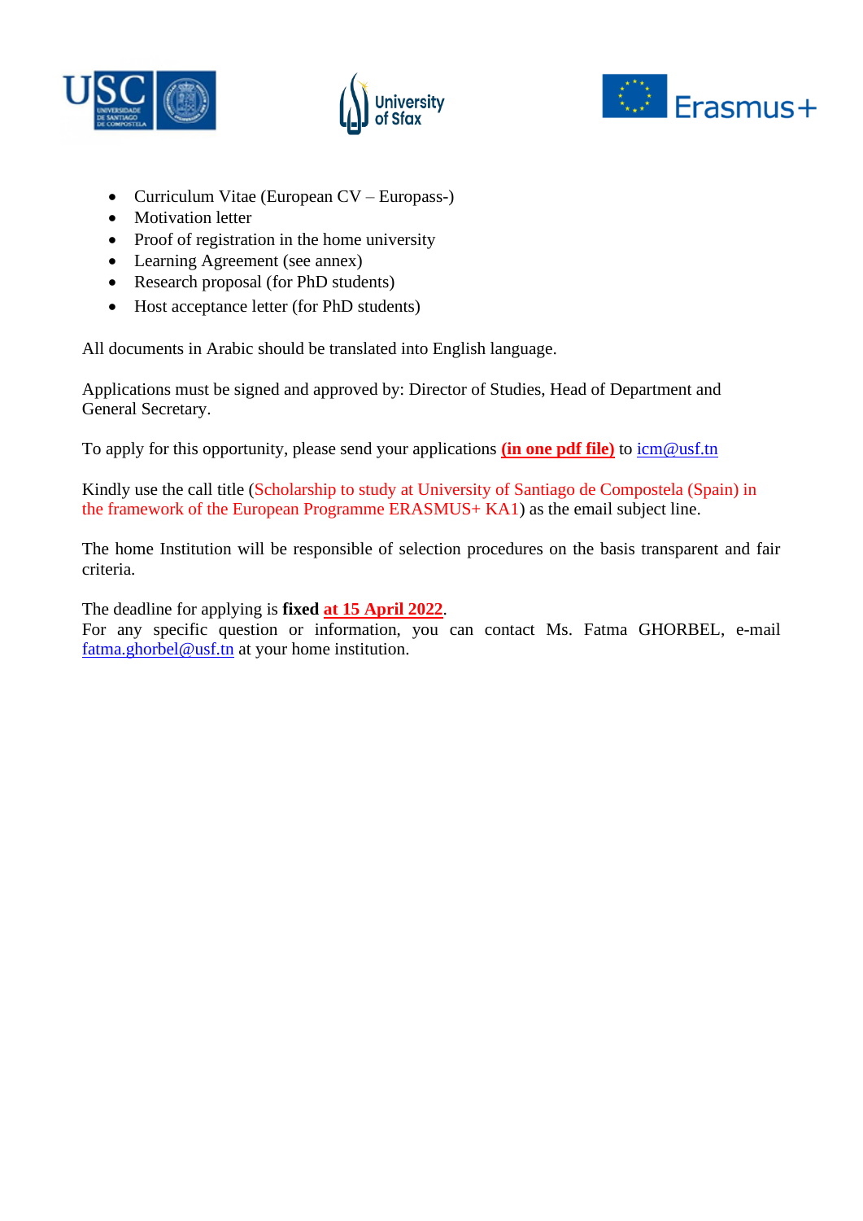- Curriculum Vitae (European CV – Europass-)
- Motivation letter
- Proof of registration in the home university
- Learning Agreement (see annex)
- Research proposal (for PhD students)
- Host acceptance letter (for PhD students)

All documents in Arabic should be translated into English language.

Applications must be signed and approved by: Director of Studies, Head of Department and General Secretary.

To apply for this opportunity, please send your applications **(in one pdf file)** to icm@usf.tn

Kindly use the call title (Scholarship to study at University of Santiago de Compostela (Spain) in the framework of the European Programme ERASMUS+ KA1) as the email subject line.

The home Institution will be responsible of selection procedures on the basis transparent and fair criteria.

The deadline for applying is **fixed** **at 15 April 2022**.
For any specific question or information, you can contact Ms. Fatma GHORBEL, e-mail fatma.ghorbel@usf.tn at your home institution.